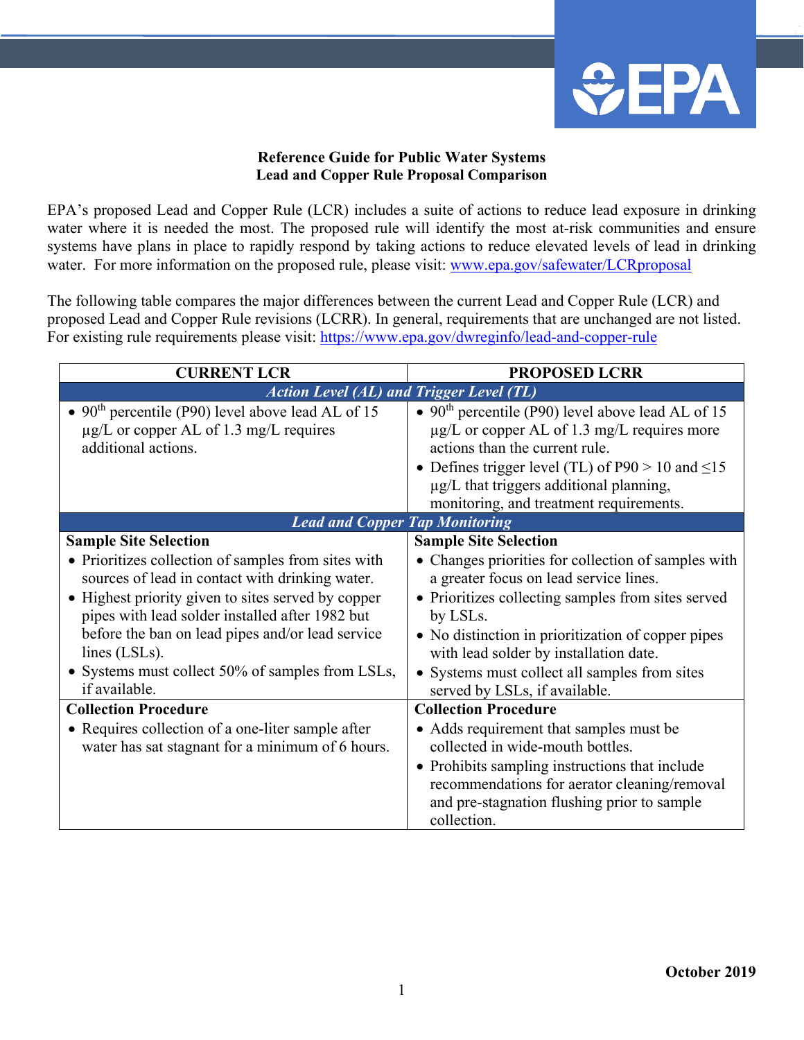**Reference Guide for Public Water Systems**
**Lead and Copper Rule Proposal Comparison**

EPA's proposed Lead and Copper Rule (LCR) includes a suite of actions to reduce lead exposure in drinking water where it is needed the most. The proposed rule will identify the most at-risk communities and ensure systems have plans in place to rapidly respond by taking actions to reduce elevated levels of lead in drinking water. For more information on the proposed rule, please visit: [www.epa.gov/safewater/LCRproposal](http://www.epa.gov/safewater/LCRproposal)

The following table compares the major differences between the current Lead and Copper Rule (LCR) and proposed Lead and Copper Rule revisions (LCRR). In general, requirements that are unchanged are not listed. For existing rule requirements please visit: [https://www.epa.gov/dwreginfo/lead-and-copper-rule](https://www.epa.gov/dwreginfo/lead-and-copper-rule)

| CURRENT LCR | PROPOSED LCRR |
|---|---|
| ***Action Level (AL) and Trigger Level (TL)*** | |
| • 90th percentile (P90) level above lead AL of 15 µg/L or copper AL of 1.3 mg/L requires additional actions. | • 90th percentile (P90) level above lead AL of 15 µg/L or copper AL of 1.3 mg/L requires more actions than the current rule.<br>• Defines trigger level (TL) of P90 > 10 and ≤15 µg/L that triggers additional planning, monitoring, and treatment requirements. |
| ***Lead and Copper Tap Monitoring*** | |
| **Sample Site Selection**<br>• Prioritizes collection of samples from sites with sources of lead in contact with drinking water.<br>• Highest priority given to sites served by copper pipes with lead solder installed after 1982 but before the ban on lead pipes and/or lead service lines (LSLs).<br>• Systems must collect 50% of samples from LSLs, if available. | **Sample Site Selection**<br>• Changes priorities for collection of samples with a greater focus on lead service lines.<br>• Prioritizes collecting samples from sites served by LSLs.<br>• No distinction in prioritization of copper pipes with lead solder by installation date.<br>• Systems must collect all samples from sites served by LSLs, if available. |
| **Collection Procedure**<br>• Requires collection of a one-liter sample after water has sat stagnant for a minimum of 6 hours. | **Collection Procedure**<br>• Adds requirement that samples must be collected in wide-mouth bottles.<br>• Prohibits sampling instructions that include recommendations for aerator cleaning/removal and pre-stagnation flushing prior to sample collection. |

**October 2019**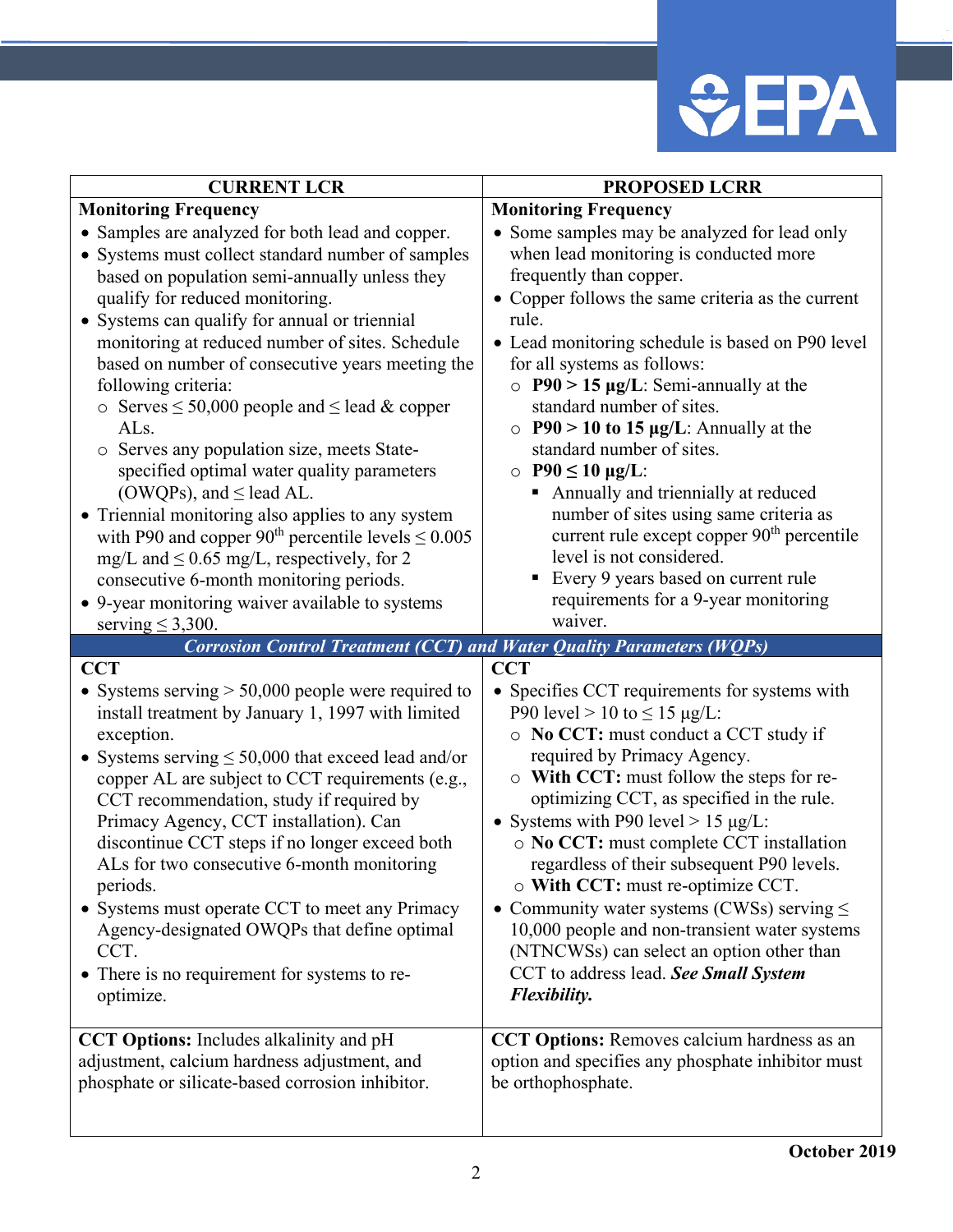| CURRENT LCR | PROPOSED LCRR |
|---|---|
| **Monitoring Frequency**<br>• Samples are analyzed for both lead and copper.<br>• Systems must collect standard number of samples based on population semi-annually unless they qualify for reduced monitoring.<br>• Systems can qualify for annual or triennial monitoring at reduced number of sites. Schedule based on number of consecutive years meeting the following criteria:<br>  ○ Serves ≤ 50,000 people and ≤ lead & copper ALs.<br>  ○ Serves any population size, meets State-specified optimal water quality parameters (OWQPs), and ≤ lead AL.<br>• Triennial monitoring also applies to any system with P90 and copper 90th percentile levels ≤ 0.005 mg/L and ≤ 0.65 mg/L, respectively, for 2 consecutive 6-month monitoring periods.<br>• 9-year monitoring waiver available to systems serving ≤ 3,300. | **Monitoring Frequency**<br>• Some samples may be analyzed for lead only when lead monitoring is conducted more frequently than copper.<br>• Copper follows the same criteria as the current rule.<br>• Lead monitoring schedule is based on P90 level for all systems as follows:<br>  ○ **P90 > 15 µg/L**: Semi-annually at the standard number of sites.<br>  ○ **P90 > 10 to 15 µg/L**: Annually at the standard number of sites.<br>  ○ **P90 ≤ 10 µg/L**:<br>    ▪ Annually and triennially at reduced number of sites using same criteria as current rule except copper 90th percentile level is not considered.<br>    ▪ Every 9 years based on current rule requirements for a 9-year monitoring waiver. |
| ***Corrosion Control Treatment (CCT) and Water Quality Parameters (WQPs)*** | |
| **CCT**<br>• Systems serving > 50,000 people were required to install treatment by January 1, 1997 with limited exception.<br>• Systems serving ≤ 50,000 that exceed lead and/or copper AL are subject to CCT requirements (e.g., CCT recommendation, study if required by Primacy Agency, CCT installation). Can discontinue CCT steps if no longer exceed both ALs for two consecutive 6-month monitoring periods.<br>• Systems must operate CCT to meet any Primacy Agency-designated OWQPs that define optimal CCT.<br>• There is no requirement for systems to re-optimize. | **CCT**<br>• Specifies CCT requirements for systems with P90 level > 10 to ≤ 15 µg/L:<br>  ○ **No CCT:** must conduct a CCT study if required by Primacy Agency.<br>  ○ **With CCT:** must follow the steps for re-optimizing CCT, as specified in the rule.<br>• Systems with P90 level > 15 µg/L:<br>  ○ **No CCT:** must complete CCT installation regardless of their subsequent P90 levels.<br>  ○ **With CCT:** must re-optimize CCT.<br>• Community water systems (CWSs) serving ≤ 10,000 people and non-transient water systems (NTNCWSs) can select an option other than CCT to address lead. ***See Small System Flexibility.*** |
| **CCT Options:** Includes alkalinity and pH adjustment, calcium hardness adjustment, and phosphate or silicate-based corrosion inhibitor. | **CCT Options:** Removes calcium hardness as an option and specifies any phosphate inhibitor must be orthophosphate. |

October 2019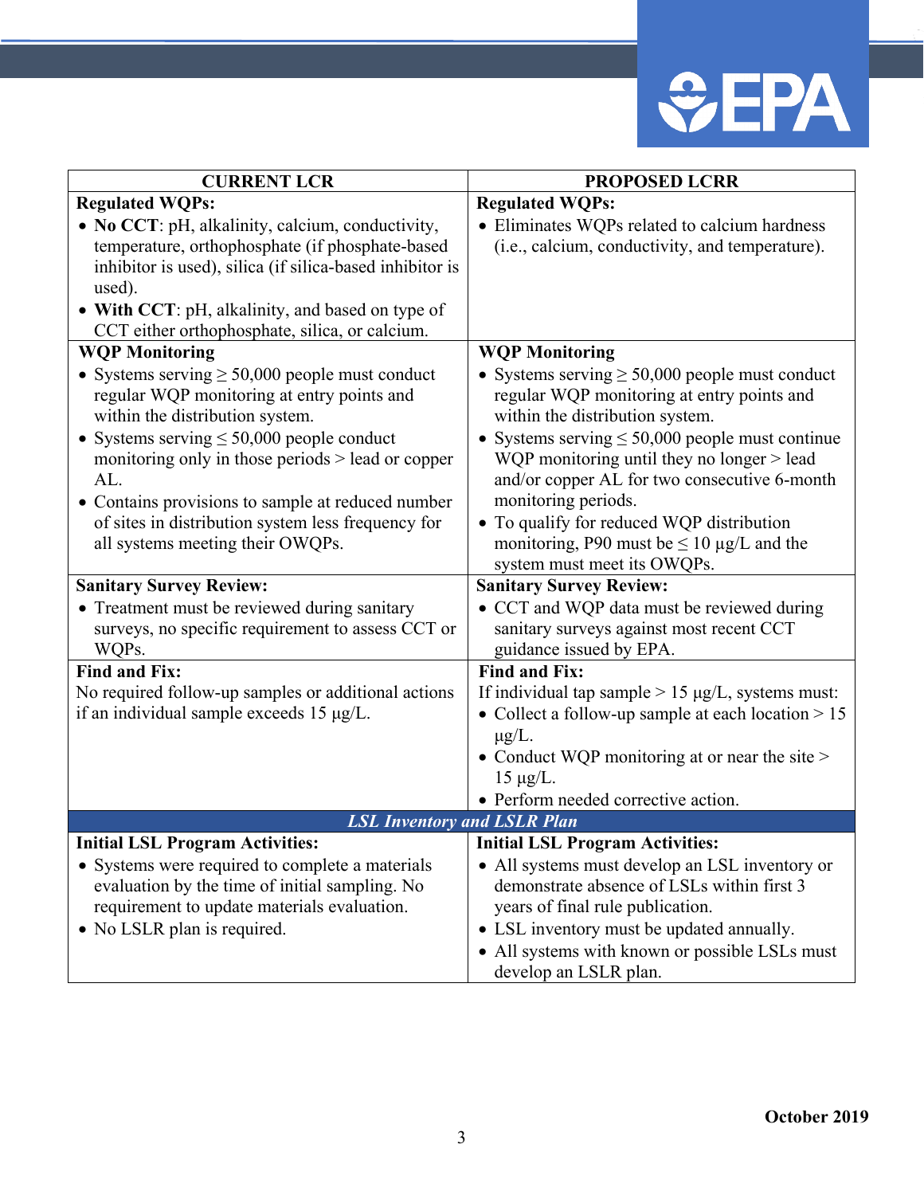| CURRENT LCR | PROPOSED LCRR |
|---|---|
| **Regulated WQPs:**<br>• **No CCT**: pH, alkalinity, calcium, conductivity, temperature, orthophosphate (if phosphate-based inhibitor is used), silica (if silica-based inhibitor is used).<br>• **With CCT**: pH, alkalinity, and based on type of CCT either orthophosphate, silica, or calcium. | **Regulated WQPs:**<br>• Eliminates WQPs related to calcium hardness (i.e., calcium, conductivity, and temperature). |
| **WQP Monitoring**<br>• Systems serving ≥ 50,000 people must conduct regular WQP monitoring at entry points and within the distribution system.<br>• Systems serving ≤ 50,000 people conduct monitoring only in those periods > lead or copper AL.<br>• Contains provisions to sample at reduced number of sites in distribution system less frequency for all systems meeting their OWQPs. | **WQP Monitoring**<br>• Systems serving ≥ 50,000 people must conduct regular WQP monitoring at entry points and within the distribution system.<br>• Systems serving ≤ 50,000 people must continue WQP monitoring until they no longer > lead and/or copper AL for two consecutive 6-month monitoring periods.<br>• To qualify for reduced WQP distribution monitoring, P90 must be ≤ 10 µg/L and the system must meet its OWQPs. |
| **Sanitary Survey Review:**<br>• Treatment must be reviewed during sanitary surveys, no specific requirement to assess CCT or WQPs. | **Sanitary Survey Review:**<br>• CCT and WQP data must be reviewed during sanitary surveys against most recent CCT guidance issued by EPA. |
| **Find and Fix:**<br>No required follow-up samples or additional actions if an individual sample exceeds 15 µg/L. | **Find and Fix:**<br>If individual tap sample > 15 µg/L, systems must:<br>• Collect a follow-up sample at each location > 15 µg/L.<br>• Conduct WQP monitoring at or near the site > 15 µg/L.<br>• Perform needed corrective action. |
| ***LSL Inventory and LSLR Plan*** | |
| **Initial LSL Program Activities:**<br>• Systems were required to complete a materials evaluation by the time of initial sampling. No requirement to update materials evaluation.<br>• No LSLR plan is required. | **Initial LSL Program Activities:**<br>• All systems must develop an LSL inventory or demonstrate absence of LSLs within first 3 years of final rule publication.<br>• LSL inventory must be updated annually.<br>• All systems with known or possible LSLs must develop an LSLR plan. |

**October 2019**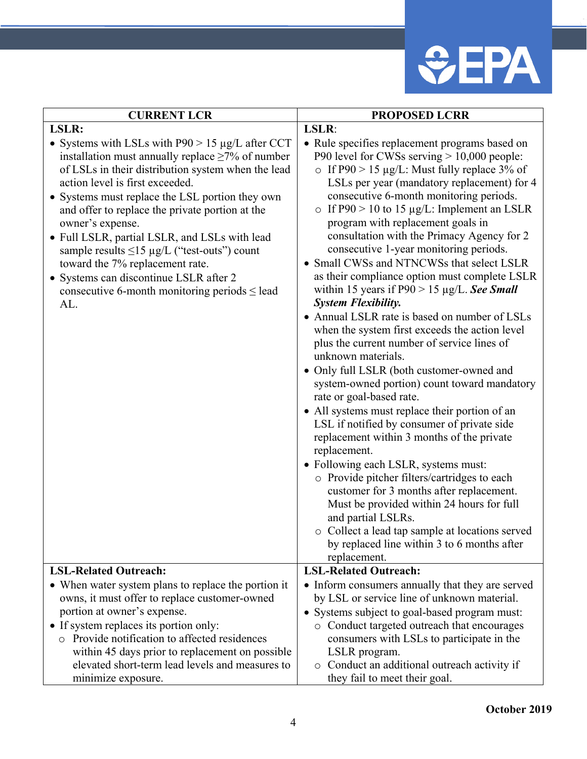| CURRENT LCR | PROPOSED LCRR |
|---|---|
| **LSLR:**<br>• Systems with LSLs with P90 > 15 µg/L after CCT installation must annually replace ≥7% of number of LSLs in their distribution system when the lead action level is first exceeded.<br>• Systems must replace the LSL portion they own and offer to replace the private portion at the owner's expense.<br>• Full LSLR, partial LSLR, and LSLs with lead sample results ≤15 µg/L ("test-outs") count toward the 7% replacement rate.<br>• Systems can discontinue LSLR after 2 consecutive 6-month monitoring periods ≤ lead AL. | **LSLR**:<br>• Rule specifies replacement programs based on P90 level for CWSs serving > 10,000 people:<br>  ○ If P90 > 15 µg/L: Must fully replace 3% of LSLs per year (mandatory replacement) for 4 consecutive 6-month monitoring periods.<br>  ○ If P90 > 10 to 15 µg/L: Implement an LSLR program with replacement goals in consultation with the Primacy Agency for 2 consecutive 1-year monitoring periods.<br>• Small CWSs and NTNCWSs that select LSLR as their compliance option must complete LSLR within 15 years if P90 > 15 µg/L. ***See Small System Flexibility.***<br>• Annual LSLR rate is based on number of LSLs when the system first exceeds the action level plus the current number of service lines of unknown materials.<br>• Only full LSLR (both customer-owned and system-owned portion) count toward mandatory rate or goal-based rate.<br>• All systems must replace their portion of an LSL if notified by consumer of private side replacement within 3 months of the private replacement.<br>• Following each LSLR, systems must:<br>  ○ Provide pitcher filters/cartridges to each customer for 3 months after replacement. Must be provided within 24 hours for full and partial LSLRs.<br>  ○ Collect a lead tap sample at locations served by replaced line within 3 to 6 months after replacement. |
| **LSL-Related Outreach:**<br>• When water system plans to replace the portion it owns, it must offer to replace customer-owned portion at owner's expense.<br>• If system replaces its portion only:<br>  ○ Provide notification to affected residences within 45 days prior to replacement on possible elevated short-term lead levels and measures to minimize exposure. | **LSL-Related Outreach:**<br>• Inform consumers annually that they are served by LSL or service line of unknown material.<br>• Systems subject to goal-based program must:<br>  ○ Conduct targeted outreach that encourages consumers with LSLs to participate in the LSLR program.<br>  ○ Conduct an additional outreach activity if they fail to meet their goal. |

**October 2019**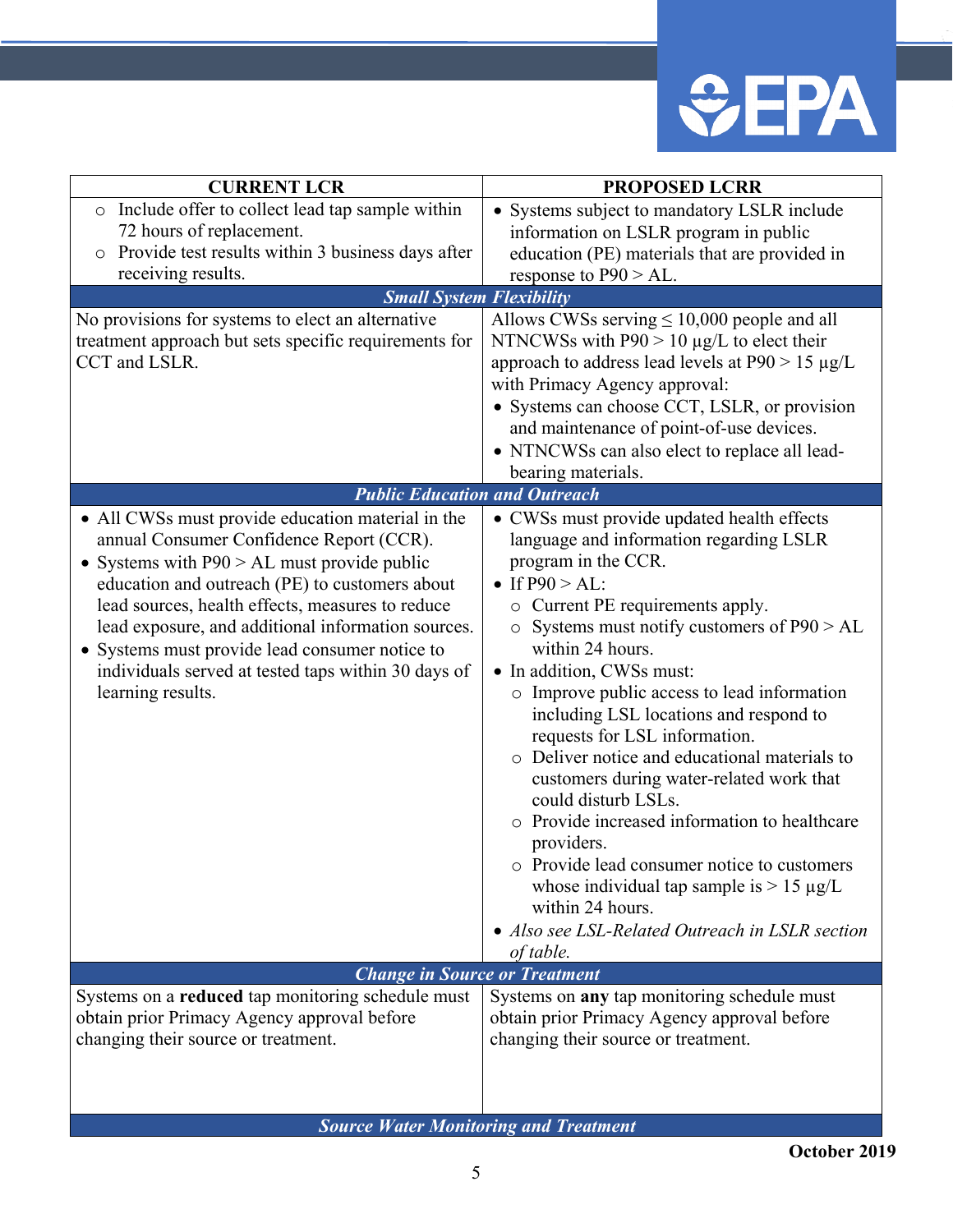| CURRENT LCR | PROPOSED LCRR |
| --- | --- |
| ○ Include offer to collect lead tap sample within 72 hours of replacement.<br>○ Provide test results within 3 business days after receiving results. | • Systems subject to mandatory LSLR include information on LSLR program in public education (PE) materials that are provided in response to P90 > AL. |
| ***Small System Flexibility*** | |
| No provisions for systems to elect an alternative treatment approach but sets specific requirements for CCT and LSLR. | Allows CWSs serving ≤ 10,000 people and all NTNCWSs with P90 > 10 µg/L to elect their approach to address lead levels at P90 > 15 µg/L with Primacy Agency approval:<br>• Systems can choose CCT, LSLR, or provision and maintenance of point-of-use devices.<br>• NTNCWSs can also elect to replace all lead-bearing materials. |
| ***Public Education and Outreach*** | |
| • All CWSs must provide education material in the annual Consumer Confidence Report (CCR).<br>• Systems with P90 > AL must provide public education and outreach (PE) to customers about lead sources, health effects, measures to reduce lead exposure, and additional information sources.<br>• Systems must provide lead consumer notice to individuals served at tested taps within 30 days of learning results. | • CWSs must provide updated health effects language and information regarding LSLR program in the CCR.<br>• If P90 > AL:<br>○ Current PE requirements apply.<br>○ Systems must notify customers of P90 > AL within 24 hours.<br>• In addition, CWSs must:<br>○ Improve public access to lead information including LSL locations and respond to requests for LSL information.<br>○ Deliver notice and educational materials to customers during water-related work that could disturb LSLs.<br>○ Provide increased information to healthcare providers.<br>○ Provide lead consumer notice to customers whose individual tap sample is > 15 µg/L within 24 hours.<br>• *Also see LSL-Related Outreach in LSLR section of table.* |
| ***Change in Source or Treatment*** | |
| Systems on a **reduced** tap monitoring schedule must obtain prior Primacy Agency approval before changing their source or treatment. | Systems on **any** tap monitoring schedule must obtain prior Primacy Agency approval before changing their source or treatment. |
| ***Source Water Monitoring and Treatment*** | |

October 2019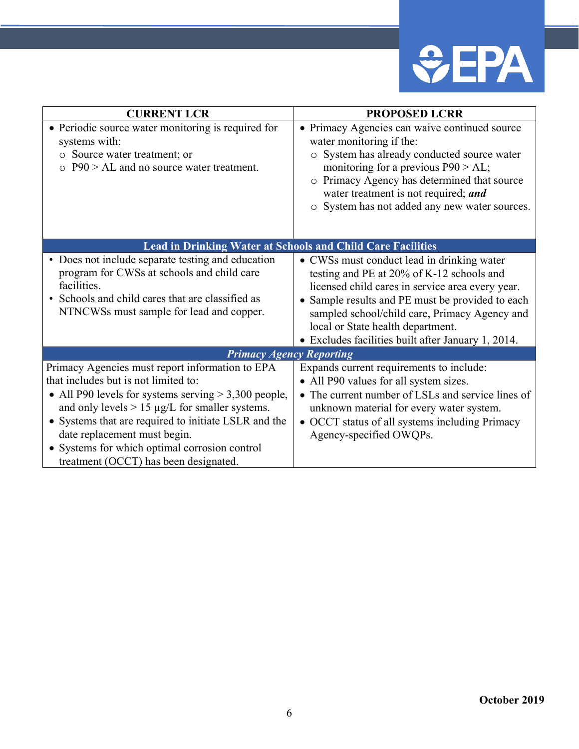| CURRENT LCR | PROPOSED LCRR |
|---|---|
| • Periodic source water monitoring is required for systems with:<br>○ Source water treatment; or<br>○ P90 > AL and no source water treatment. | • Primacy Agencies can waive continued source water monitoring if the:<br>○ System has already conducted source water monitoring for a previous P90 > AL;<br>○ Primacy Agency has determined that source water treatment is not required; ***and***<br>○ System has not added any new water sources. |
| **Lead in Drinking Water at Schools and Child Care Facilities** | |
| • Does not include separate testing and education program for CWSs at schools and child care facilities.<br>• Schools and child cares that are classified as NTNCWSs must sample for lead and copper. | • CWSs must conduct lead in drinking water testing and PE at 20% of K-12 schools and licensed child cares in service area every year.<br>• Sample results and PE must be provided to each sampled school/child care, Primacy Agency and local or State health department.<br>• Excludes facilities built after January 1, 2014. |
| ***Primacy Agency Reporting*** | |
| Primacy Agencies must report information to EPA that includes but is not limited to:<br>• All P90 levels for systems serving > 3,300 people, and only levels > 15 µg/L for smaller systems.<br>• Systems that are required to initiate LSLR and the date replacement must begin.<br>• Systems for which optimal corrosion control treatment (OCCT) has been designated. | Expands current requirements to include:<br>• All P90 values for all system sizes.<br>• The current number of LSLs and service lines of unknown material for every water system.<br>• OCCT status of all systems including Primacy Agency-specified OWQPs. |

**October 2019**